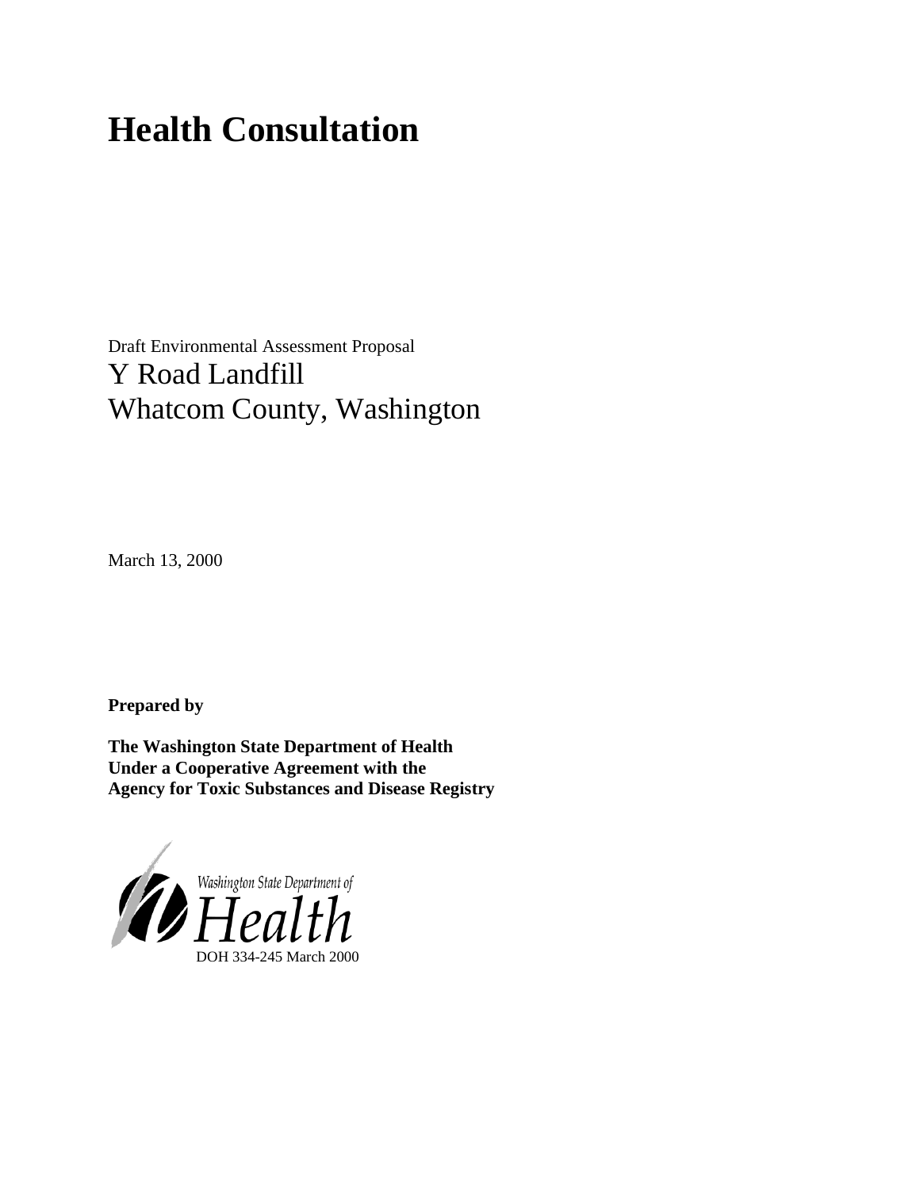# Health Consultation

Draft Environmental Assessment Proposal

Y Road Landfill

Whatcom County, Washington

March 13, 2000

**Prepared by**

**The Washington State Department of Health**
**Under a Cooperative Agreement with the**
**Agency for Toxic Substances and Disease Registry**

Washington State Department of

Health

DOH 334-245 March 2000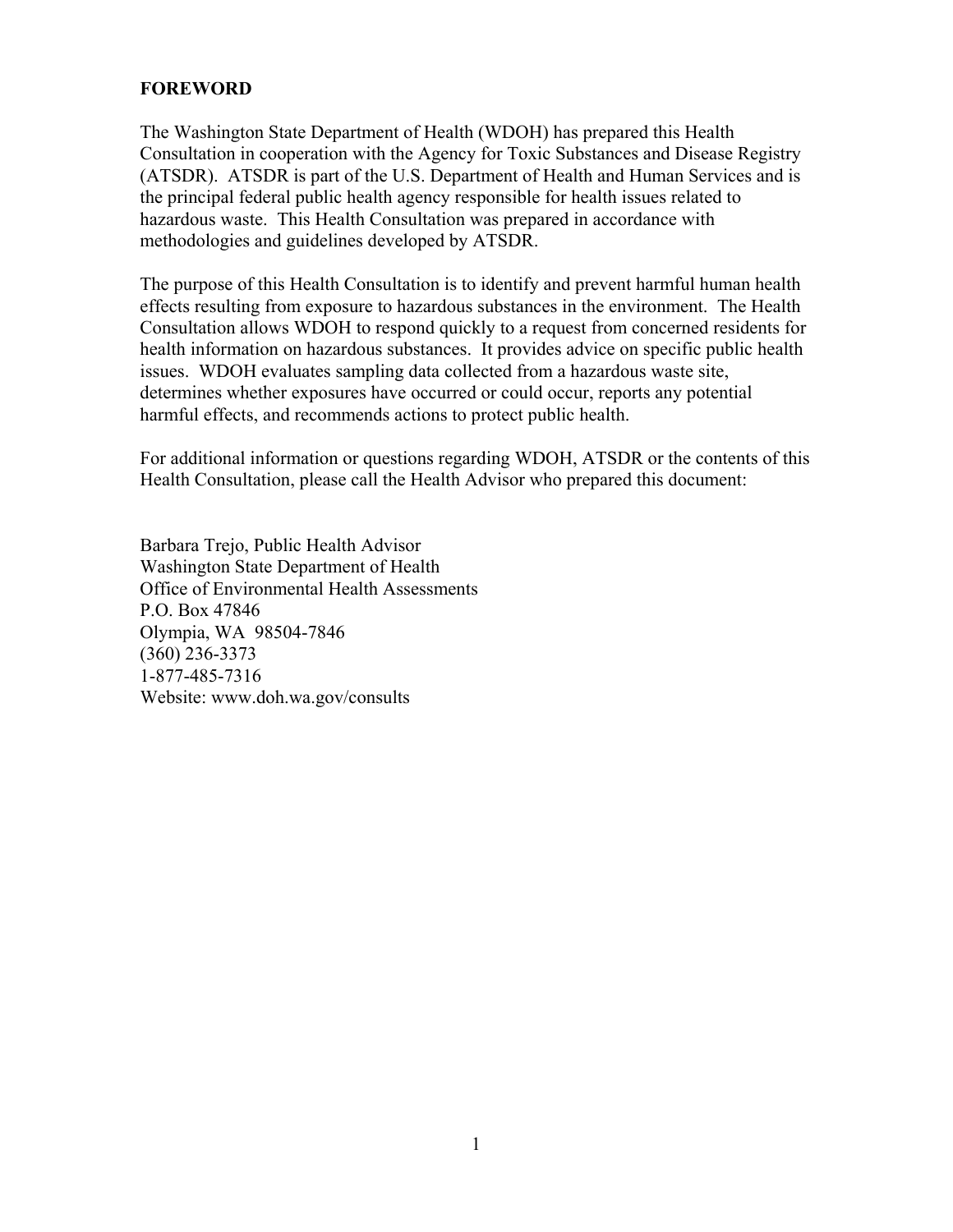## FOREWORD

The Washington State Department of Health (WDOH) has prepared this Health Consultation in cooperation with the Agency for Toxic Substances and Disease Registry (ATSDR). ATSDR is part of the U.S. Department of Health and Human Services and is the principal federal public health agency responsible for health issues related to hazardous waste. This Health Consultation was prepared in accordance with methodologies and guidelines developed by ATSDR.

The purpose of this Health Consultation is to identify and prevent harmful human health effects resulting from exposure to hazardous substances in the environment. The Health Consultation allows WDOH to respond quickly to a request from concerned residents for health information on hazardous substances. It provides advice on specific public health issues. WDOH evaluates sampling data collected from a hazardous waste site, determines whether exposures have occurred or could occur, reports any potential harmful effects, and recommends actions to protect public health.

For additional information or questions regarding WDOH, ATSDR or the contents of this Health Consultation, please call the Health Advisor who prepared this document:

Barbara Trejo, Public Health Advisor  
Washington State Department of Health  
Office of Environmental Health Assessments  
P.O. Box 47846  
Olympia, WA 98504-7846  
(360) 236-3373  
1-877-485-7316  
Website: www.doh.wa.gov/consults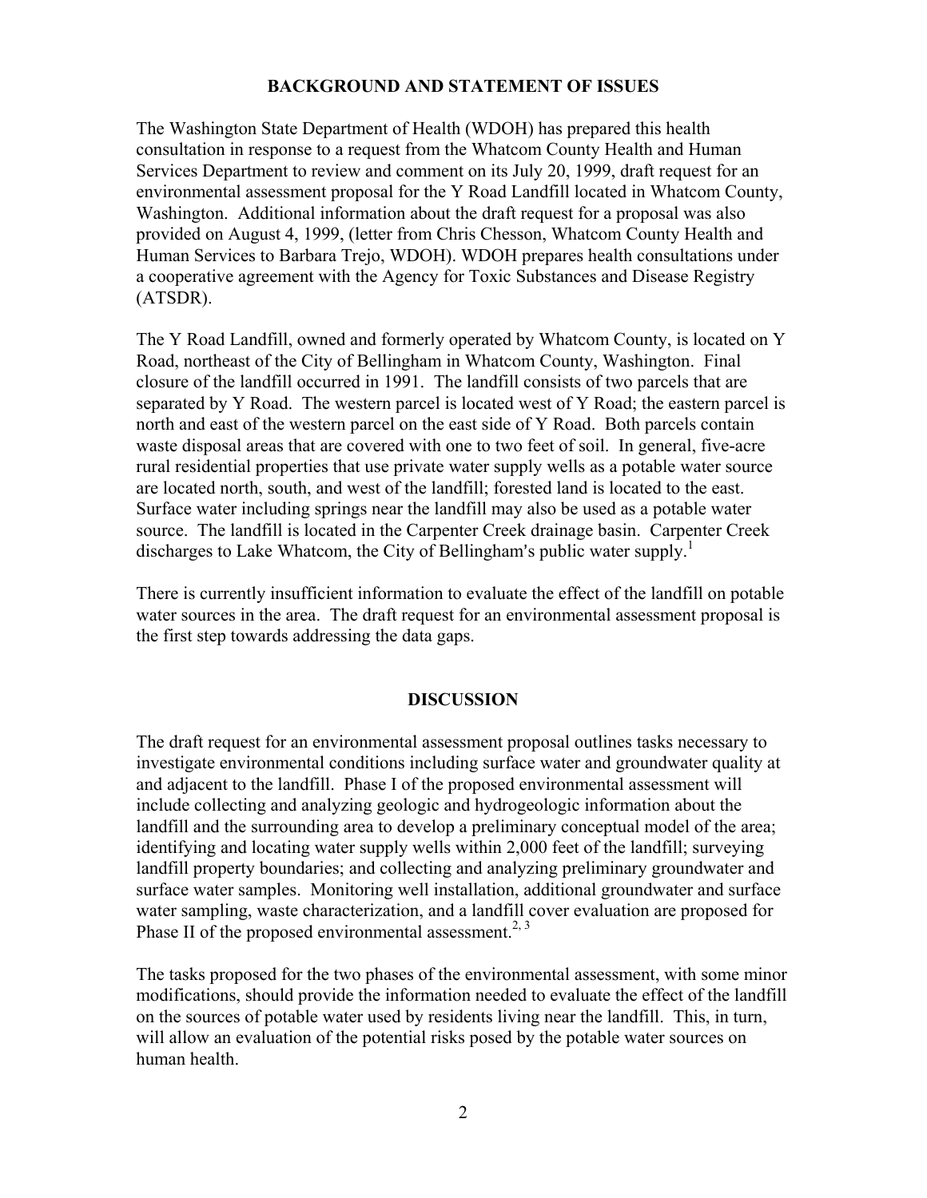## BACKGROUND AND STATEMENT OF ISSUES

The Washington State Department of Health (WDOH) has prepared this health consultation in response to a request from the Whatcom County Health and Human Services Department to review and comment on its July 20, 1999, draft request for an environmental assessment proposal for the Y Road Landfill located in Whatcom County, Washington. Additional information about the draft request for a proposal was also provided on August 4, 1999, (letter from Chris Chesson, Whatcom County Health and Human Services to Barbara Trejo, WDOH). WDOH prepares health consultations under a cooperative agreement with the Agency for Toxic Substances and Disease Registry (ATSDR).

The Y Road Landfill, owned and formerly operated by Whatcom County, is located on Y Road, northeast of the City of Bellingham in Whatcom County, Washington. Final closure of the landfill occurred in 1991. The landfill consists of two parcels that are separated by Y Road. The western parcel is located west of Y Road; the eastern parcel is north and east of the western parcel on the east side of Y Road. Both parcels contain waste disposal areas that are covered with one to two feet of soil. In general, five-acre rural residential properties that use private water supply wells as a potable water source are located north, south, and west of the landfill; forested land is located to the east. Surface water including springs near the landfill may also be used as a potable water source. The landfill is located in the Carpenter Creek drainage basin. Carpenter Creek discharges to Lake Whatcom, the City of Bellingham's public water supply.[1]

There is currently insufficient information to evaluate the effect of the landfill on potable water sources in the area. The draft request for an environmental assessment proposal is the first step towards addressing the data gaps.

## DISCUSSION

The draft request for an environmental assessment proposal outlines tasks necessary to investigate environmental conditions including surface water and groundwater quality at and adjacent to the landfill. Phase I of the proposed environmental assessment will include collecting and analyzing geologic and hydrogeologic information about the landfill and the surrounding area to develop a preliminary conceptual model of the area; identifying and locating water supply wells within 2,000 feet of the landfill; surveying landfill property boundaries; and collecting and analyzing preliminary groundwater and surface water samples. Monitoring well installation, additional groundwater and surface water sampling, waste characterization, and a landfill cover evaluation are proposed for Phase II of the proposed environmental assessment.[2, 3]

The tasks proposed for the two phases of the environmental assessment, with some minor modifications, should provide the information needed to evaluate the effect of the landfill on the sources of potable water used by residents living near the landfill. This, in turn, will allow an evaluation of the potential risks posed by the potable water sources on human health.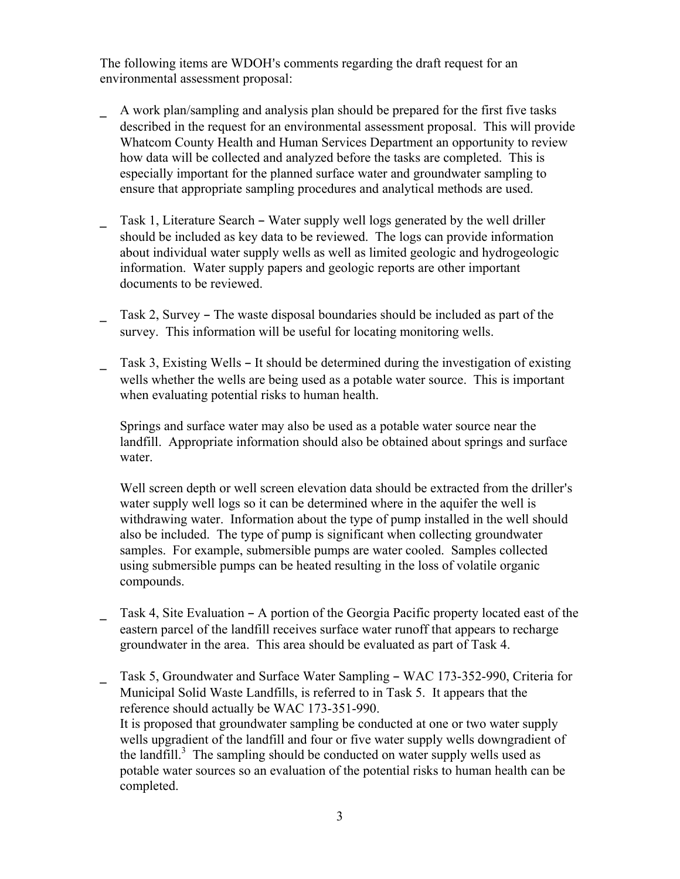The following items are WDOH's comments regarding the draft request for an environmental assessment proposal:

- A work plan/sampling and analysis plan should be prepared for the first five tasks described in the request for an environmental assessment proposal. This will provide Whatcom County Health and Human Services Department an opportunity to review how data will be collected and analyzed before the tasks are completed. This is especially important for the planned surface water and groundwater sampling to ensure that appropriate sampling procedures and analytical methods are used.

- Task 1, Literature Search – Water supply well logs generated by the well driller should be included as key data to be reviewed. The logs can provide information about individual water supply wells as well as limited geologic and hydrogeologic information. Water supply papers and geologic reports are other important documents to be reviewed.

- Task 2, Survey – The waste disposal boundaries should be included as part of the survey. This information will be useful for locating monitoring wells.

- Task 3, Existing Wells – It should be determined during the investigation of existing wells whether the wells are being used as a potable water source. This is important when evaluating potential risks to human health.

  Springs and surface water may also be used as a potable water source near the landfill. Appropriate information should also be obtained about springs and surface water.

  Well screen depth or well screen elevation data should be extracted from the driller's water supply well logs so it can be determined where in the aquifer the well is withdrawing water. Information about the type of pump installed in the well should also be included. The type of pump is significant when collecting groundwater samples. For example, submersible pumps are water cooled. Samples collected using submersible pumps can be heated resulting in the loss of volatile organic compounds.

- Task 4, Site Evaluation – A portion of the Georgia Pacific property located east of the eastern parcel of the landfill receives surface water runoff that appears to recharge groundwater in the area. This area should be evaluated as part of Task 4.

- Task 5, Groundwater and Surface Water Sampling – WAC 173-352-990, Criteria for Municipal Solid Waste Landfills, is referred to in Task 5. It appears that the reference should actually be WAC 173-351-990.
  It is proposed that groundwater sampling be conducted at one or two water supply wells upgradient of the landfill and four or five water supply wells downgradient of the landfill.[3] The sampling should be conducted on water supply wells used as potable water sources so an evaluation of the potential risks to human health can be completed.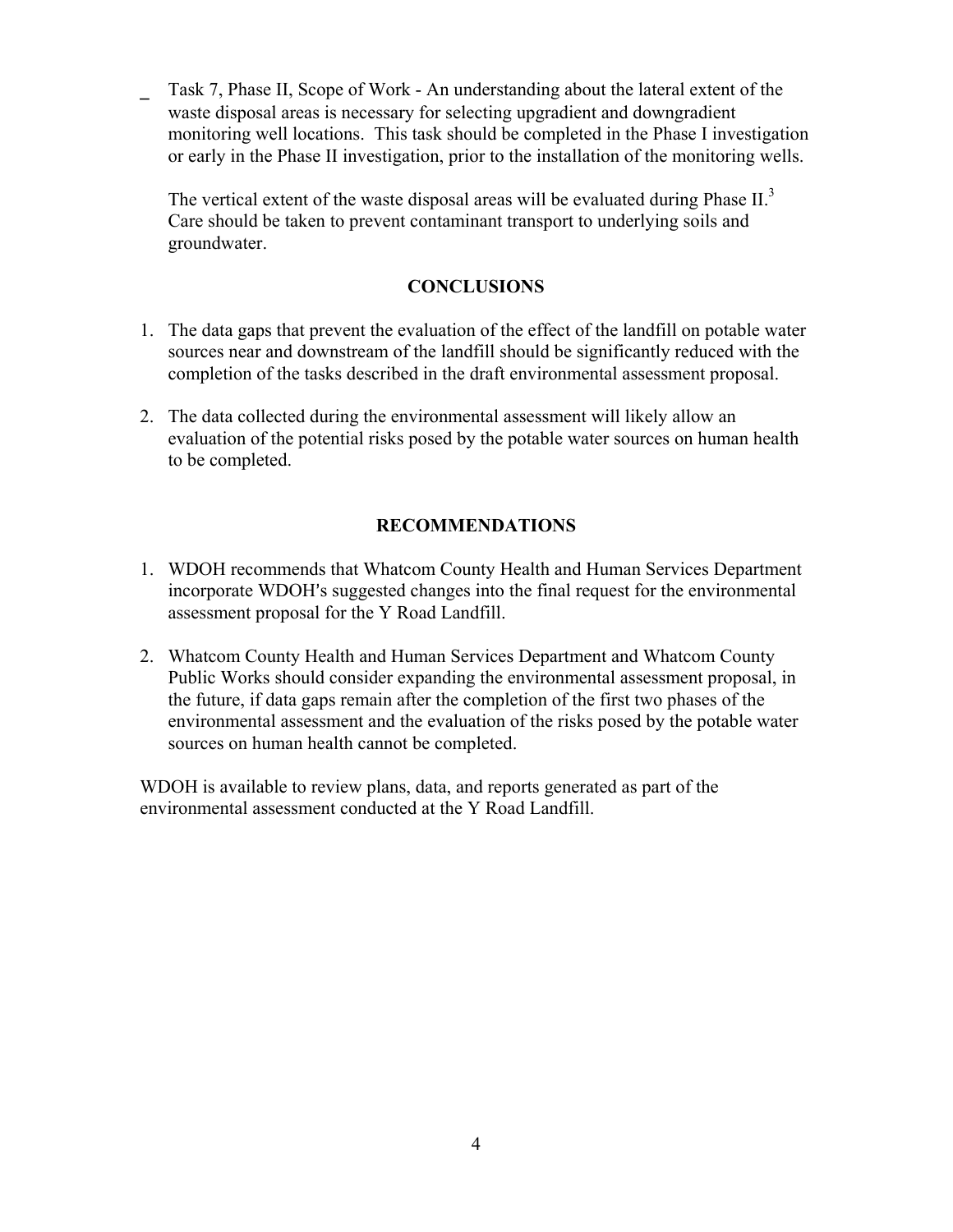- Task 7, Phase II, Scope of Work - An understanding about the lateral extent of the waste disposal areas is necessary for selecting upgradient and downgradient monitoring well locations. This task should be completed in the Phase I investigation or early in the Phase II investigation, prior to the installation of the monitoring wells.

  The vertical extent of the waste disposal areas will be evaluated during Phase II.[3] Care should be taken to prevent contaminant transport to underlying soils and groundwater.

## CONCLUSIONS

1. The data gaps that prevent the evaluation of the effect of the landfill on potable water sources near and downstream of the landfill should be significantly reduced with the completion of the tasks described in the draft environmental assessment proposal.

2. The data collected during the environmental assessment will likely allow an evaluation of the potential risks posed by the potable water sources on human health to be completed.

## RECOMMENDATIONS

1. WDOH recommends that Whatcom County Health and Human Services Department incorporate WDOH's suggested changes into the final request for the environmental assessment proposal for the Y Road Landfill.

2. Whatcom County Health and Human Services Department and Whatcom County Public Works should consider expanding the environmental assessment proposal, in the future, if data gaps remain after the completion of the first two phases of the environmental assessment and the evaluation of the risks posed by the potable water sources on human health cannot be completed.

WDOH is available to review plans, data, and reports generated as part of the environmental assessment conducted at the Y Road Landfill.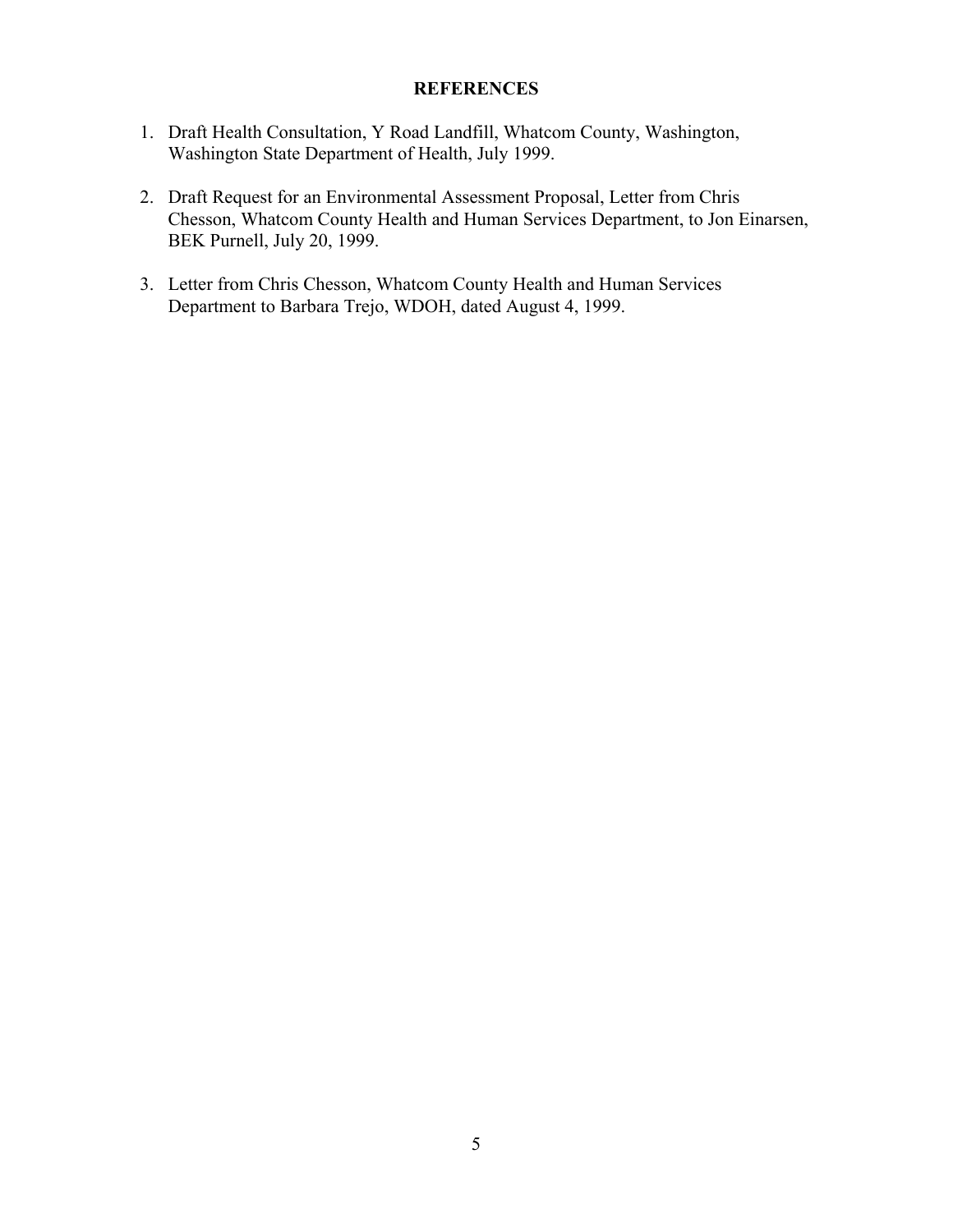## REFERENCES

1. Draft Health Consultation, Y Road Landfill, Whatcom County, Washington, Washington State Department of Health, July 1999.

2. Draft Request for an Environmental Assessment Proposal, Letter from Chris Chesson, Whatcom County Health and Human Services Department, to Jon Einarsen, BEK Purnell, July 20, 1999.

3. Letter from Chris Chesson, Whatcom County Health and Human Services Department to Barbara Trejo, WDOH, dated August 4, 1999.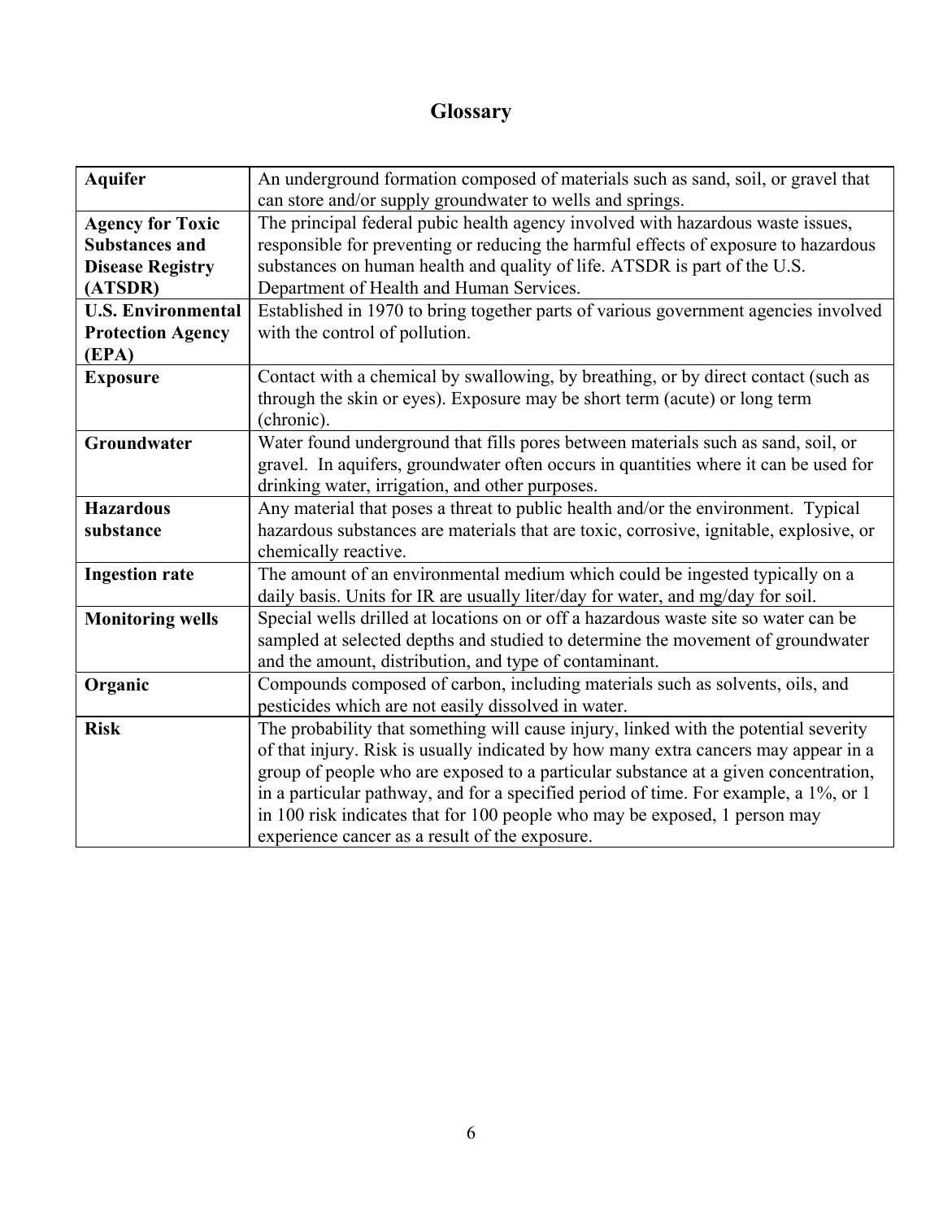# Glossary

| | |
|---|---|
| **Aquifer** | An underground formation composed of materials such as sand, soil, or gravel that can store and/or supply groundwater to wells and springs. |
| **Agency for Toxic Substances and Disease Registry (ATSDR)** | The principal federal pubic health agency involved with hazardous waste issues, responsible for preventing or reducing the harmful effects of exposure to hazardous substances on human health and quality of life. ATSDR is part of the U.S. Department of Health and Human Services. |
| **U.S. Environmental Protection Agency (EPA)** | Established in 1970 to bring together parts of various government agencies involved with the control of pollution. |
| **Exposure** | Contact with a chemical by swallowing, by breathing, or by direct contact (such as through the skin or eyes). Exposure may be short term (acute) or long term (chronic). |
| **Groundwater** | Water found underground that fills pores between materials such as sand, soil, or gravel. In aquifers, groundwater often occurs in quantities where it can be used for drinking water, irrigation, and other purposes. |
| **Hazardous substance** | Any material that poses a threat to public health and/or the environment. Typical hazardous substances are materials that are toxic, corrosive, ignitable, explosive, or chemically reactive. |
| **Ingestion rate** | The amount of an environmental medium which could be ingested typically on a daily basis. Units for IR are usually liter/day for water, and mg/day for soil. |
| **Monitoring wells** | Special wells drilled at locations on or off a hazardous waste site so water can be sampled at selected depths and studied to determine the movement of groundwater and the amount, distribution, and type of contaminant. |
| **Organic** | Compounds composed of carbon, including materials such as solvents, oils, and pesticides which are not easily dissolved in water. |
| **Risk** | The probability that something will cause injury, linked with the potential severity of that injury. Risk is usually indicated by how many extra cancers may appear in a group of people who are exposed to a particular substance at a given concentration, in a particular pathway, and for a specified period of time. For example, a 1%, or 1 in 100 risk indicates that for 100 people who may be exposed, 1 person may experience cancer as a result of the exposure. |